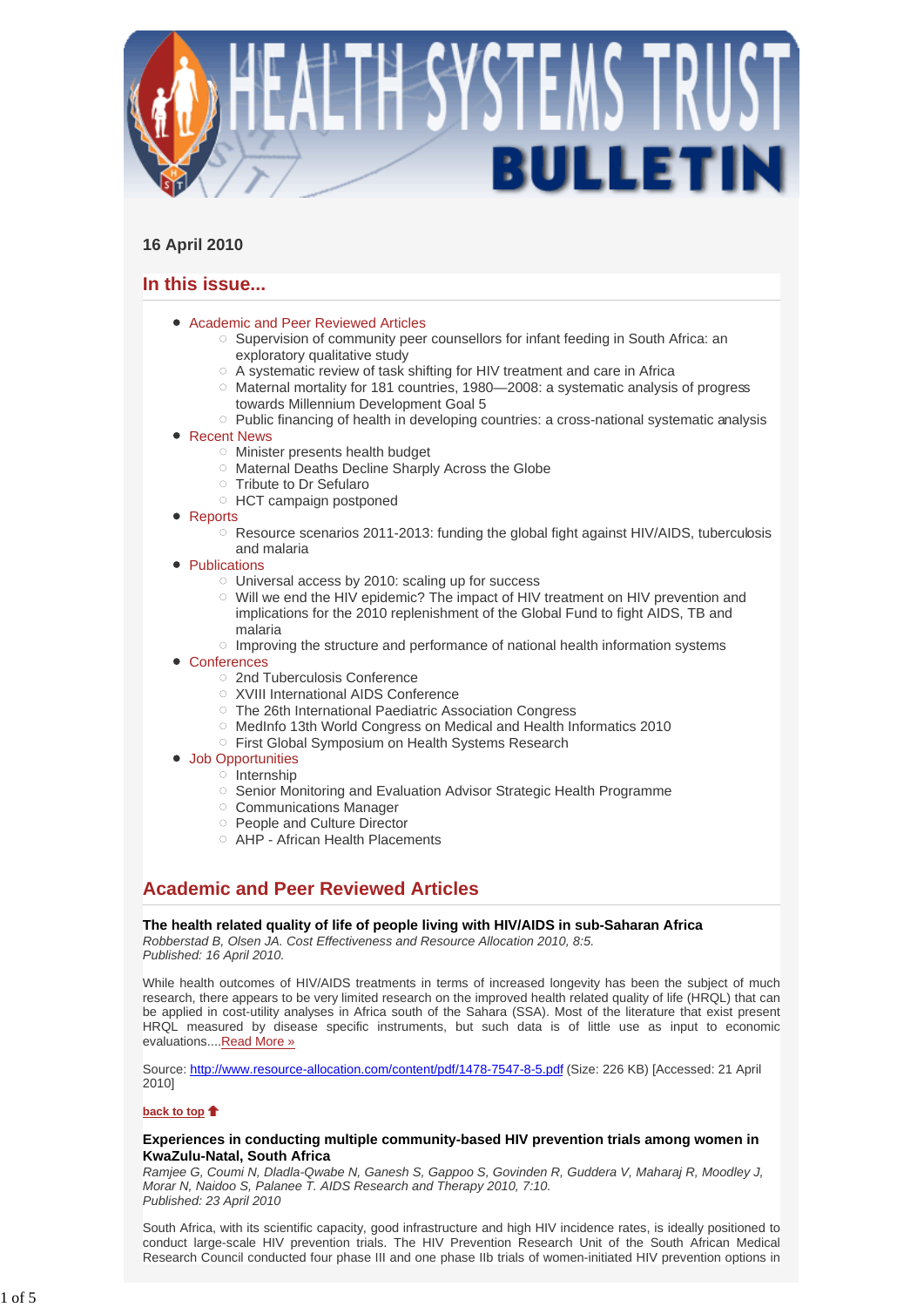# HEALTH SYSTEMS TRUST BULLETIN

**16 April 2010**

## In this issue...

- Academic and Peer Reviewed Articles
  - Supervision of community peer counsellors for infant feeding in South Africa: an exploratory qualitative study
  - A systematic review of task shifting for HIV treatment and care in Africa
  - Maternal mortality for 181 countries, 1980—2008: a systematic analysis of progress towards Millennium Development Goal 5
  - Public financing of health in developing countries: a cross-national systematic analysis
- Recent News
  - Minister presents health budget
  - Maternal Deaths Decline Sharply Across the Globe
  - Tribute to Dr Sefularo
  - HCT campaign postponed
- Reports
  - Resource scenarios 2011-2013: funding the global fight against HIV/AIDS, tuberculosis and malaria
- Publications
  - Universal access by 2010: scaling up for success
  - Will we end the HIV epidemic? The impact of HIV treatment on HIV prevention and implications for the 2010 replenishment of the Global Fund to fight AIDS, TB and malaria
  - Improving the structure and performance of national health information systems
- Conferences
  - 2nd Tuberculosis Conference
  - XVIII International AIDS Conference
  - The 26th International Paediatric Association Congress
  - MedInfo 13th World Congress on Medical and Health Informatics 2010
  - First Global Symposium on Health Systems Research
- Job Opportunities
  - Internship
  - Senior Monitoring and Evaluation Advisor Strategic Health Programme
  - Communications Manager
  - People and Culture Director
  - AHP - African Health Placements

## Academic and Peer Reviewed Articles

**The health related quality of life of people living with HIV/AIDS in sub-Saharan Africa**
*Robberstad B, Olsen JA. Cost Effectiveness and Resource Allocation 2010, 8:5.*
*Published: 16 April 2010.*

While health outcomes of HIV/AIDS treatments in terms of increased longevity has been the subject of much research, there appears to be very limited research on the improved health related quality of life (HRQL) that can be applied in cost-utility analyses in Africa south of the Sahara (SSA). Most of the literature that exist present HRQL measured by disease specific instruments, but such data is of little use as input to economic evaluations....Read More »

Source: http://www.resource-allocation.com/content/pdf/1478-7547-8-5.pdf (Size: 226 KB) [Accessed: 21 April 2010]

**back to top**

**Experiences in conducting multiple community-based HIV prevention trials among women in KwaZulu-Natal, South Africa**
*Ramjee G, Coumi N, Dladla-Qwabe N, Ganesh S, Gappoo S, Govinden R, Guddera V, Maharaj R, Moodley J, Morar N, Naidoo S, Palanee T. AIDS Research and Therapy 2010, 7:10.*
*Published: 23 April 2010*

South Africa, with its scientific capacity, good infrastructure and high HIV incidence rates, is ideally positioned to conduct large-scale HIV prevention trials. The HIV Prevention Research Unit of the South African Medical Research Council conducted four phase III and one phase IIb trials of women-initiated HIV prevention options in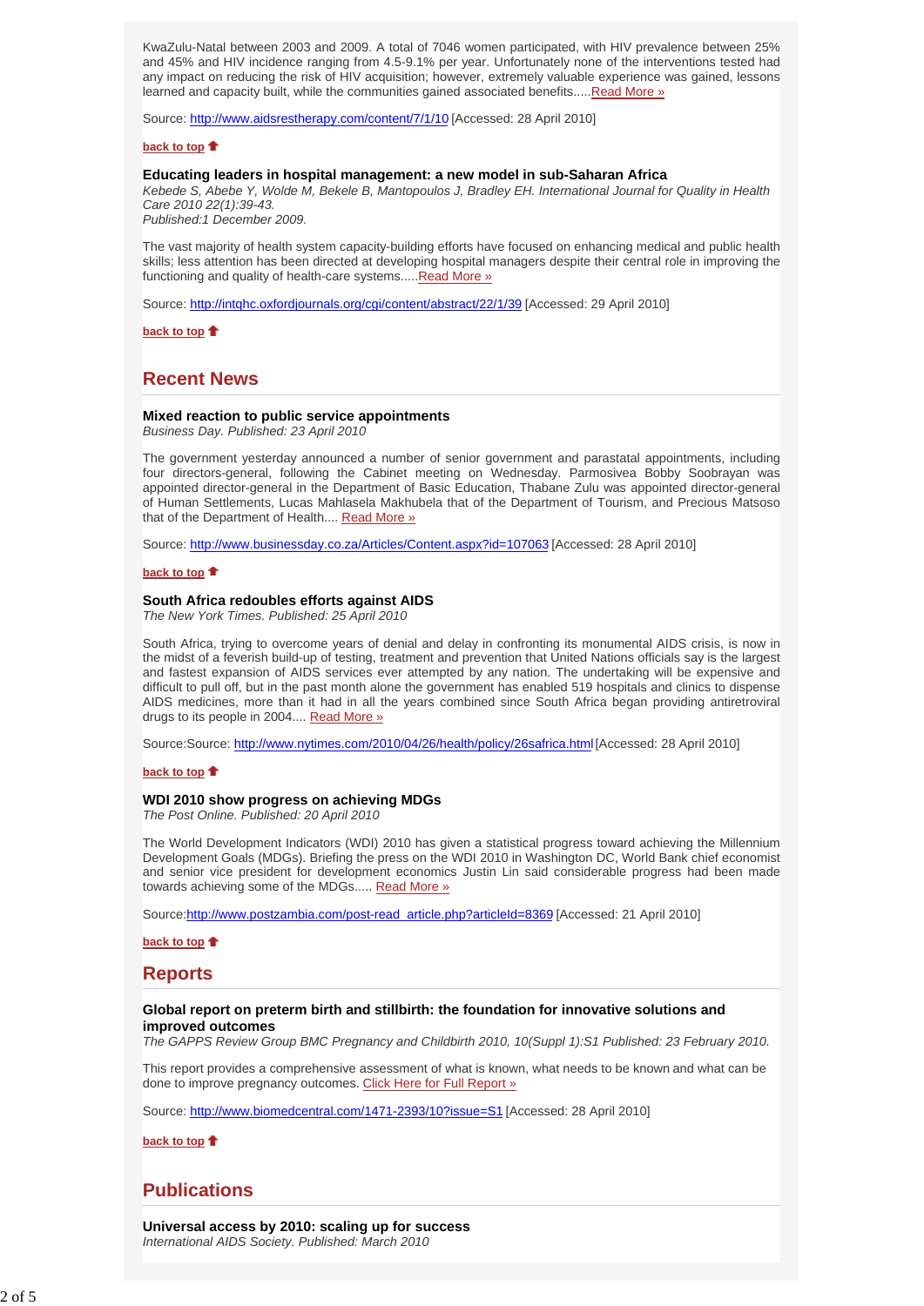KwaZulu-Natal between 2003 and 2009. A total of 7046 women participated, with HIV prevalence between 25% and 45% and HIV incidence ranging from 4.5-9.1% per year. Unfortunately none of the interventions tested had any impact on reducing the risk of HIV acquisition; however, extremely valuable experience was gained, lessons learned and capacity built, while the communities gained associated benefits.....Read More »

Source: http://www.aidsrestherapy.com/content/7/1/10 [Accessed: 28 April 2010]

**back to top**

### Educating leaders in hospital management: a new model in sub-Saharan Africa

*Kebede S, Abebe Y, Wolde M, Bekele B, Mantopoulos J, Bradley EH. International Journal for Quality in Health Care 2010 22(1):39-43.*
*Published:1 December 2009.*

The vast majority of health system capacity-building efforts have focused on enhancing medical and public health skills; less attention has been directed at developing hospital managers despite their central role in improving the functioning and quality of health-care systems.....Read More »

Source: http://intqhc.oxfordjournals.org/cgi/content/abstract/22/1/39 [Accessed: 29 April 2010]

**back to top**

## Recent News

### Mixed reaction to public service appointments

*Business Day. Published: 23 April 2010*

The government yesterday announced a number of senior government and parastatal appointments, including four directors-general, following the Cabinet meeting on Wednesday. Parmosivea Bobby Soobrayan was appointed director-general in the Department of Basic Education, Thabane Zulu was appointed director-general of Human Settlements, Lucas Mahlasela Makhubela that of the Department of Tourism, and Precious Matsoso that of the Department of Health.... Read More »

Source: http://www.businessday.co.za/Articles/Content.aspx?id=107063 [Accessed: 28 April 2010]

**back to top**

### South Africa redoubles efforts against AIDS

*The New York Times. Published: 25 April 2010*

South Africa, trying to overcome years of denial and delay in confronting its monumental AIDS crisis, is now in the midst of a feverish build-up of testing, treatment and prevention that United Nations officials say is the largest and fastest expansion of AIDS services ever attempted by any nation. The undertaking will be expensive and difficult to pull off, but in the past month alone the government has enabled 519 hospitals and clinics to dispense AIDS medicines, more than it had in all the years combined since South Africa began providing antiretroviral drugs to its people in 2004.... Read More »

Source:Source: http://www.nytimes.com/2010/04/26/health/policy/26safrica.html [Accessed: 28 April 2010]

**back to top**

### WDI 2010 show progress on achieving MDGs

*The Post Online. Published: 20 April 2010*

The World Development Indicators (WDI) 2010 has given a statistical progress toward achieving the Millennium Development Goals (MDGs). Briefing the press on the WDI 2010 in Washington DC, World Bank chief economist and senior vice president for development economics Justin Lin said considerable progress had been made towards achieving some of the MDGs..... Read More »

Source:http://www.postzambia.com/post-read_article.php?articleId=8369 [Accessed: 21 April 2010]

**back to top**

## Reports

### Global report on preterm birth and stillbirth: the foundation for innovative solutions and improved outcomes

*The GAPPS Review Group BMC Pregnancy and Childbirth 2010, 10(Suppl 1):S1 Published: 23 February 2010.*

This report provides a comprehensive assessment of what is known, what needs to be known and what can be done to improve pregnancy outcomes. Click Here for Full Report »

Source: http://www.biomedcentral.com/1471-2393/10?issue=S1 [Accessed: 28 April 2010]

**back to top**

## Publications

### Universal access by 2010: scaling up for success

*International AIDS Society. Published: March 2010*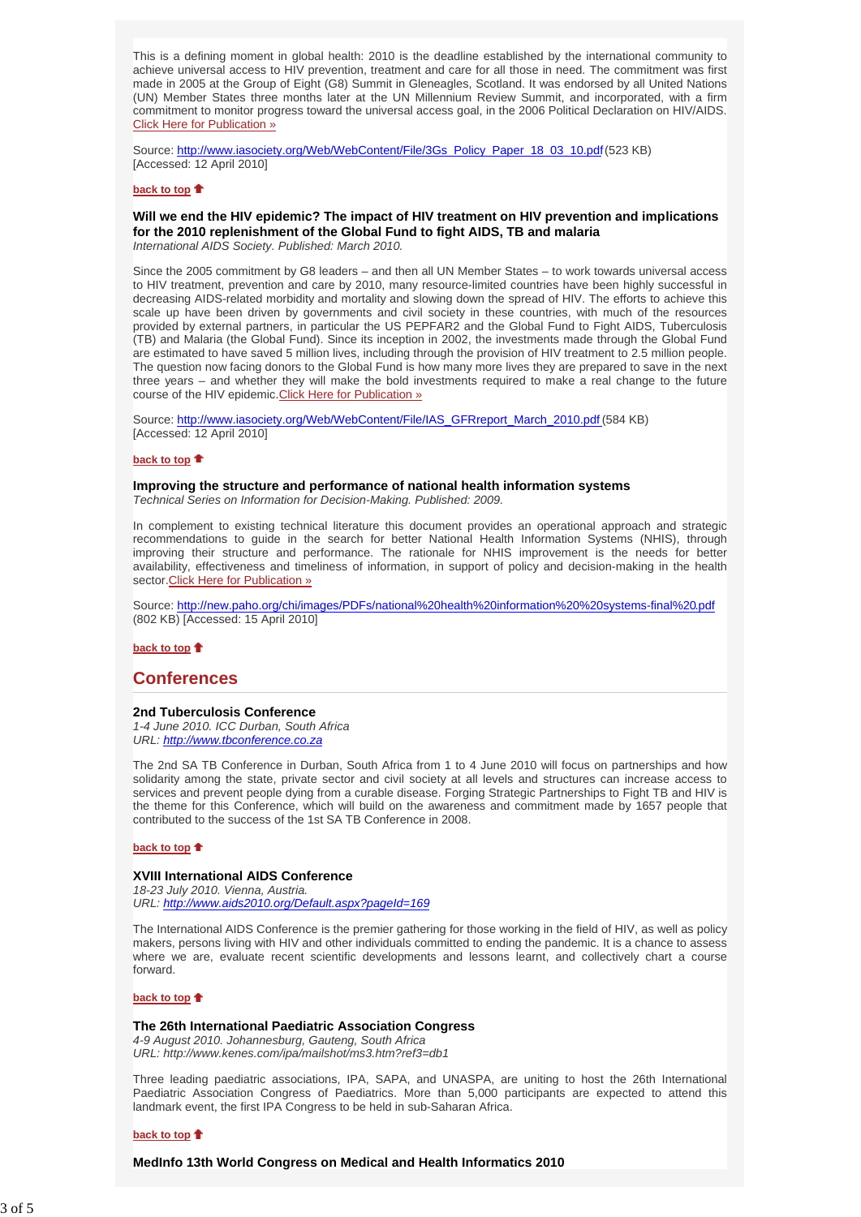This is a defining moment in global health: 2010 is the deadline established by the international community to achieve universal access to HIV prevention, treatment and care for all those in need. The commitment was first made in 2005 at the Group of Eight (G8) Summit in Gleneagles, Scotland. It was endorsed by all United Nations (UN) Member States three months later at the UN Millennium Review Summit, and incorporated, with a firm commitment to monitor progress toward the universal access goal, in the 2006 Political Declaration on HIV/AIDS. Click Here for Publication »

Source: http://www.iasociety.org/Web/WebContent/File/3Gs_Policy_Paper_18_03_10.pdf (523 KB) [Accessed: 12 April 2010]

**back to top**

**Will we end the HIV epidemic? The impact of HIV treatment on HIV prevention and implications for the 2010 replenishment of the Global Fund to fight AIDS, TB and malaria**
*International AIDS Society. Published: March 2010.*

Since the 2005 commitment by G8 leaders – and then all UN Member States – to work towards universal access to HIV treatment, prevention and care by 2010, many resource-limited countries have been highly successful in decreasing AIDS-related morbidity and mortality and slowing down the spread of HIV. The efforts to achieve this scale up have been driven by governments and civil society in these countries, with much of the resources provided by external partners, in particular the US PEPFAR2 and the Global Fund to Fight AIDS, Tuberculosis (TB) and Malaria (the Global Fund). Since its inception in 2002, the investments made through the Global Fund are estimated to have saved 5 million lives, including through the provision of HIV treatment to 2.5 million people. The question now facing donors to the Global Fund is how many more lives they are prepared to save in the next three years – and whether they will make the bold investments required to make a real change to the future course of the HIV epidemic. Click Here for Publication »

Source: http://www.iasociety.org/Web/WebContent/File/IAS_GFRreport_March_2010.pdf (584 KB) [Accessed: 12 April 2010]

**back to top**

**Improving the structure and performance of national health information systems**
*Technical Series on Information for Decision-Making. Published: 2009.*

In complement to existing technical literature this document provides an operational approach and strategic recommendations to guide in the search for better National Health Information Systems (NHIS), through improving their structure and performance. The rationale for NHIS improvement is the needs for better availability, effectiveness and timeliness of information, in support of policy and decision-making in the health sector. Click Here for Publication »

Source: http://new.paho.org/chi/images/PDFs/national%20health%20information%20%20systems-final%20.pdf (802 KB) [Accessed: 15 April 2010]

**back to top**

## Conferences

**2nd Tuberculosis Conference**
*1-4 June 2010. ICC Durban, South Africa*
*URL: http://www.tbconference.co.za*

The 2nd SA TB Conference in Durban, South Africa from 1 to 4 June 2010 will focus on partnerships and how solidarity among the state, private sector and civil society at all levels and structures can increase access to services and prevent people dying from a curable disease. Forging Strategic Partnerships to Fight TB and HIV is the theme for this Conference, which will build on the awareness and commitment made by 1657 people that contributed to the success of the 1st SA TB Conference in 2008.

**back to top**

**XVIII International AIDS Conference**
*18-23 July 2010. Vienna, Austria.*
*URL: http://www.aids2010.org/Default.aspx?pageId=169*

The International AIDS Conference is the premier gathering for those working in the field of HIV, as well as policy makers, persons living with HIV and other individuals committed to ending the pandemic. It is a chance to assess where we are, evaluate recent scientific developments and lessons learnt, and collectively chart a course forward.

**back to top**

**The 26th International Paediatric Association Congress**
*4-9 August 2010. Johannesburg, Gauteng, South Africa*
*URL: http://www.kenes.com/ipa/mailshot/ms3.htm?ref3=db1*

Three leading paediatric associations, IPA, SAPA, and UNASPA, are uniting to host the 26th International Paediatric Association Congress of Paediatrics. More than 5,000 participants are expected to attend this landmark event, the first IPA Congress to be held in sub-Saharan Africa.

**back to top**

**MedInfo 13th World Congress on Medical and Health Informatics 2010**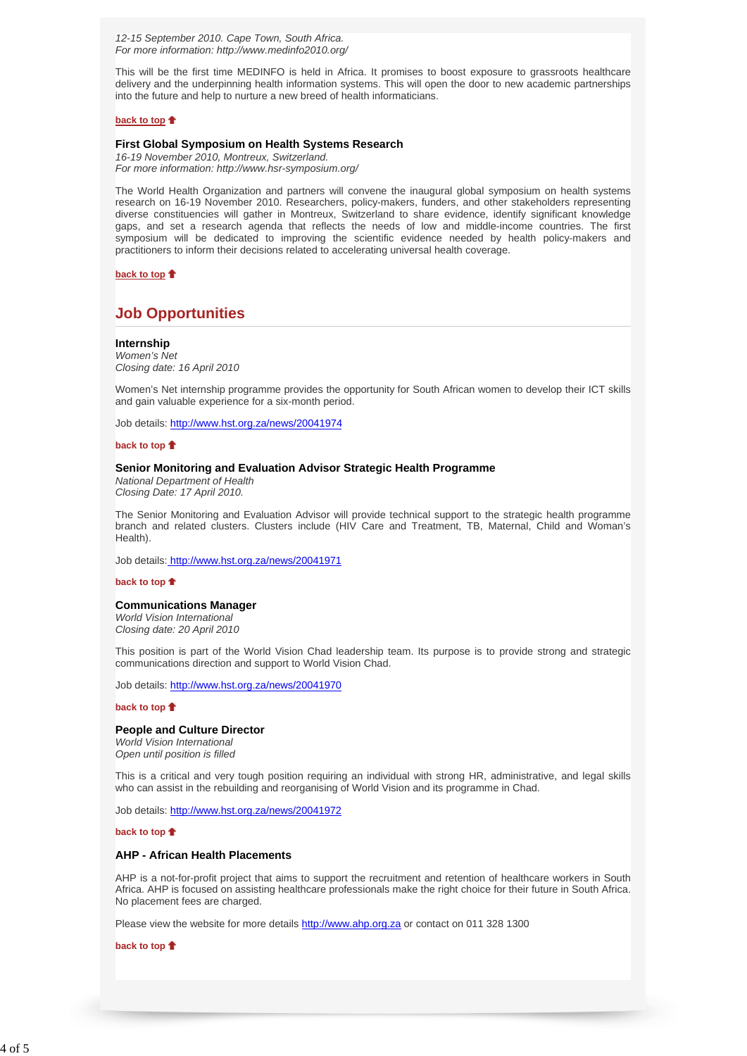*12-15 September 2010. Cape Town, South Africa.*
*For more information: http://www.medinfo2010.org/*

This will be the first time MEDINFO is held in Africa. It promises to boost exposure to grassroots healthcare delivery and the underpinning health information systems. This will open the door to new academic partnerships into the future and help to nurture a new breed of health informaticians.

**back to top**

### First Global Symposium on Health Systems Research

*16-19 November 2010, Montreux, Switzerland.*
*For more information: http://www.hsr-symposium.org/*

The World Health Organization and partners will convene the inaugural global symposium on health systems research on 16-19 November 2010. Researchers, policy-makers, funders, and other stakeholders representing diverse constituencies will gather in Montreux, Switzerland to share evidence, identify significant knowledge gaps, and set a research agenda that reflects the needs of low and middle-income countries. The first symposium will be dedicated to improving the scientific evidence needed by health policy-makers and practitioners to inform their decisions related to accelerating universal health coverage.

**back to top**

## Job Opportunities

### Internship

*Women's Net*
*Closing date: 16 April 2010*

Women's Net internship programme provides the opportunity for South African women to develop their ICT skills and gain valuable experience for a six-month period.

Job details: http://www.hst.org.za/news/20041974

**back to top**

### Senior Monitoring and Evaluation Advisor Strategic Health Programme

*National Department of Health*
*Closing Date: 17 April 2010.*

The Senior Monitoring and Evaluation Advisor will provide technical support to the strategic health programme branch and related clusters. Clusters include (HIV Care and Treatment, TB, Maternal, Child and Woman's Health).

Job details: http://www.hst.org.za/news/20041971

**back to top**

### Communications Manager

*World Vision International*
*Closing date: 20 April 2010*

This position is part of the World Vision Chad leadership team. Its purpose is to provide strong and strategic communications direction and support to World Vision Chad.

Job details: http://www.hst.org.za/news/20041970

**back to top**

### People and Culture Director

*World Vision International*
*Open until position is filled*

This is a critical and very tough position requiring an individual with strong HR, administrative, and legal skills who can assist in the rebuilding and reorganising of World Vision and its programme in Chad.

Job details: http://www.hst.org.za/news/20041972

**back to top**

### AHP - African Health Placements

AHP is a not-for-profit project that aims to support the recruitment and retention of healthcare workers in South Africa. AHP is focused on assisting healthcare professionals make the right choice for their future in South Africa. No placement fees are charged.

Please view the website for more details http://www.ahp.org.za or contact on 011 328 1300

**back to top**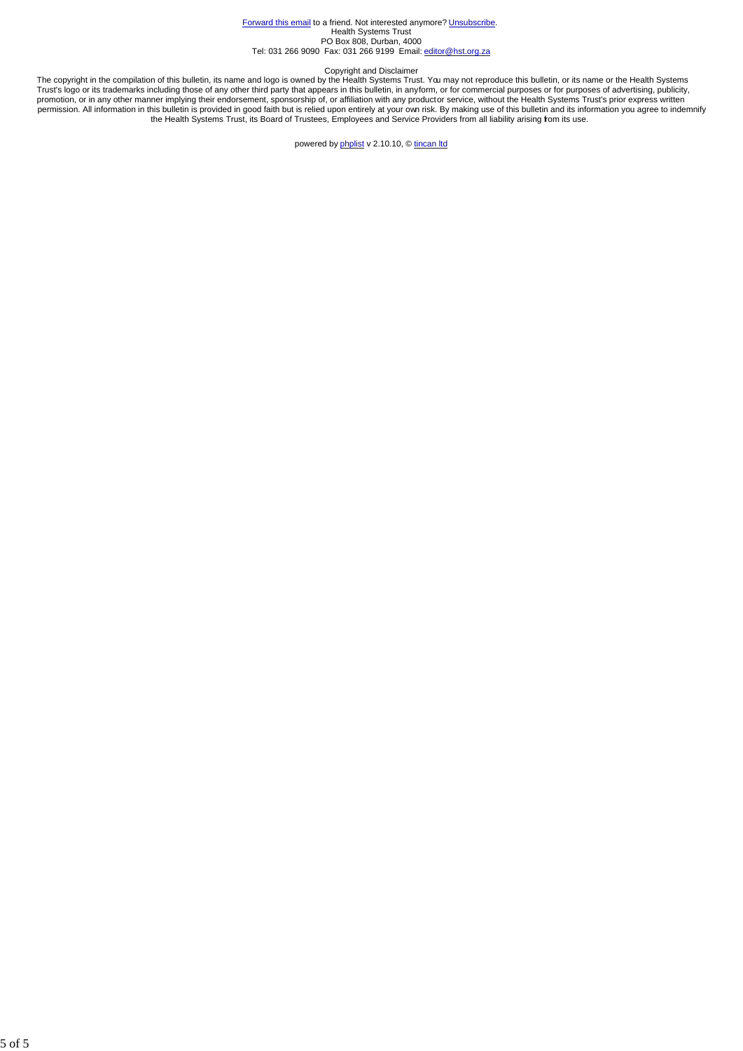Forward this email to a friend. Not interested anymore? Unsubscribe.
Health Systems Trust
PO Box 808, Durban, 4000
Tel: 031 266 9090 Fax: 031 266 9199 Email: editor@hst.org.za

Copyright and Disclaimer
The copyright in the compilation of this bulletin, its name and logo is owned by the Health Systems Trust. You may not reproduce this bulletin, or its name or the Health Systems Trust's logo or its trademarks including those of any other third party that appears in this bulletin, in any form, or for commercial purposes or for purposes of advertising, publicity, promotion, or in any other manner implying their endorsement, sponsorship of, or affiliation with any product or service, without the Health Systems Trust's prior express written permission. All information in this bulletin is provided in good faith but is relied upon entirely at your own risk. By making use of this bulletin and its information you agree to indemnify the Health Systems Trust, its Board of Trustees, Employees and Service Providers from all liability arising from its use.

powered by phplist v 2.10.10, © tincan ltd